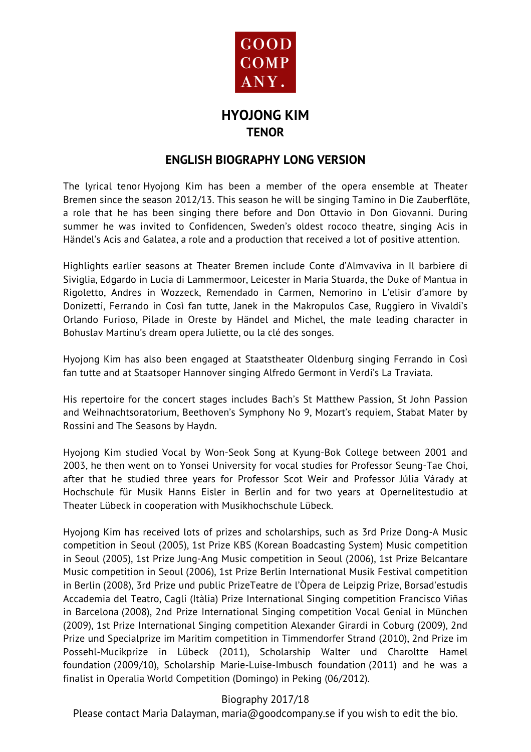GOOD COMP ANY.

# HYOJONG KIM
## TENOR

## ENGLISH BIOGRAPHY LONG VERSION

The lyrical tenor Hyojong Kim has been a member of the opera ensemble at Theater Bremen since the season 2012/13. This season he will be singing Tamino in Die Zauberflöte, a role that he has been singing there before and Don Ottavio in Don Giovanni. During summer he was invited to Confidencen, Sweden's oldest rococo theatre, singing Acis in Händel's Acis and Galatea, a role and a production that received a lot of positive attention.

Highlights earlier seasons at Theater Bremen include Conte d'Almvaviva in Il barbiere di Siviglia, Edgardo in Lucia di Lammermoor, Leicester in Maria Stuarda, the Duke of Mantua in Rigoletto, Andres in Wozzeck, Remendado in Carmen, Nemorino in L'elisir d'amore by Donizetti, Ferrando in Così fan tutte, Janek in the Makropulos Case, Ruggiero in Vivaldi's Orlando Furioso, Pilade in Oreste by Händel and Michel, the male leading character in Bohuslav Martinu's dream opera Juliette, ou la clé des songes.

Hyojong Kim has also been engaged at Staatstheater Oldenburg singing Ferrando in Così fan tutte and at Staatsoper Hannover singing Alfredo Germont in Verdi's La Traviata.

His repertoire for the concert stages includes Bach's St Matthew Passion, St John Passion and Weihnachtsoratorium, Beethoven's Symphony No 9, Mozart's requiem, Stabat Mater by Rossini and The Seasons by Haydn.

Hyojong Kim studied Vocal by Won-Seok Song at Kyung-Bok College between 2001 and 2003, he then went on to Yonsei University for vocal studies for Professor Seung-Tae Choi, after that he studied three years for Professor Scot Weir and Professor Júlia Várady at Hochschule für Musik Hanns Eisler in Berlin and for two years at Opernelitestudio at Theater Lübeck in cooperation with Musikhochschule Lübeck.

Hyojong Kim has received lots of prizes and scholarships, such as 3rd Prize Dong-A Music competition in Seoul (2005), 1st Prize KBS (Korean Boadcasting System) Music competition in Seoul (2005), 1st Prize Jung-Ang Music competition in Seoul (2006), 1st Prize Belcantare Music competition in Seoul (2006), 1st Prize Berlin International Musik Festival competition in Berlin (2008), 3rd Prize und public PrizeTeatre de l'Òpera de Leipzig Prize, Borsad'estudis Accademia del Teatro, Cagli (Itàlia) Prize International Singing competition Francisco Viñas in Barcelona (2008), 2nd Prize International Singing competition Vocal Genial in München (2009), 1st Prize International Singing competition Alexander Girardi in Coburg (2009), 2nd Prize und Specialprize im Maritim competition in Timmendorfer Strand (2010), 2nd Prize im Possehl-Mucikprize in Lübeck (2011), Scholarship Walter und Charoltte Hamel foundation (2009/10), Scholarship Marie-Luise-Imbusch foundation (2011) and he was a finalist in Operalia World Competition (Domingo) in Peking (06/2012).

Biography 2017/18

Please contact Maria Dalayman, maria@goodcompany.se if you wish to edit the bio.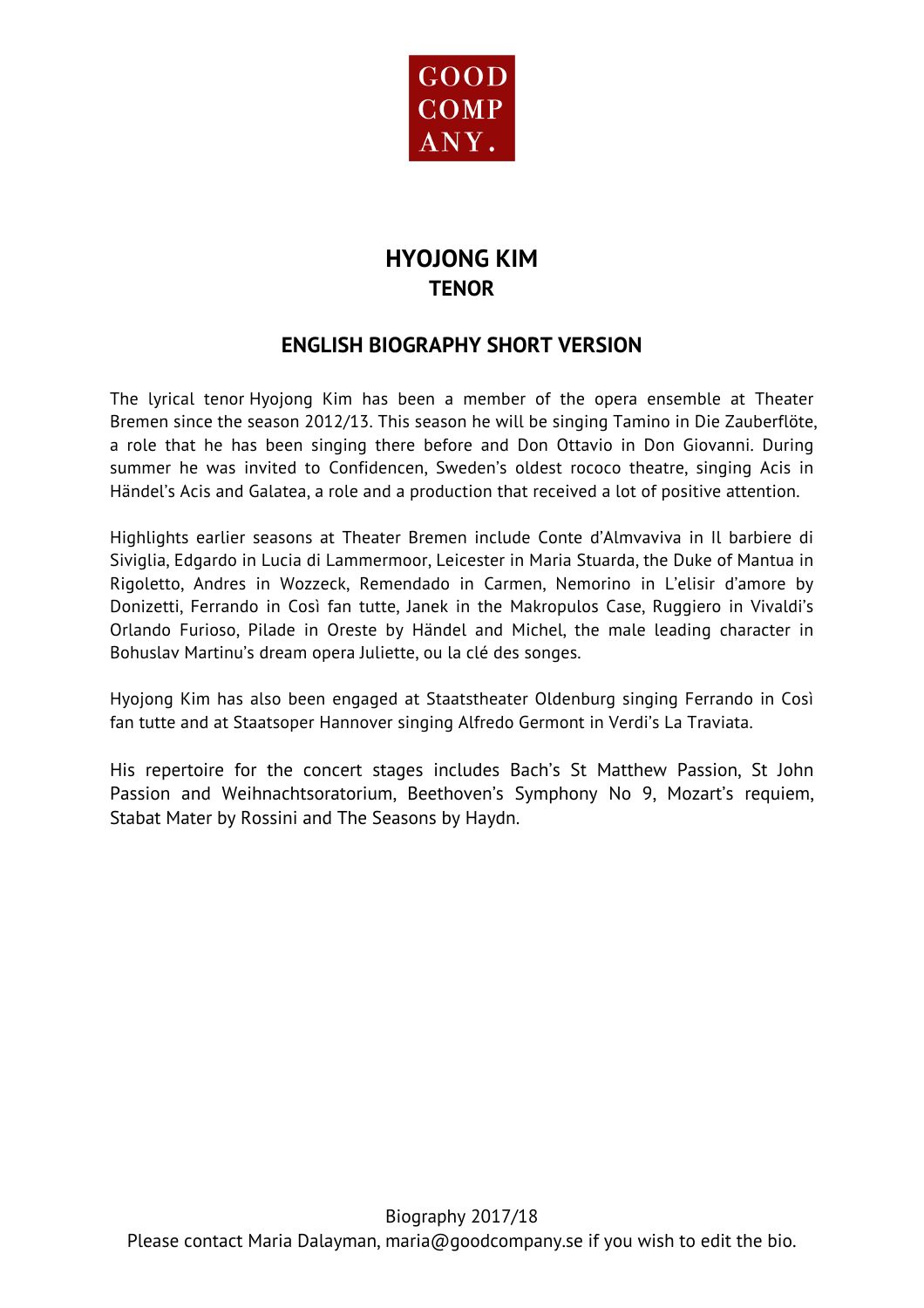GOOD COMP ANY.

# HYOJONG KIM
## TENOR

## ENGLISH BIOGRAPHY SHORT VERSION

The lyrical tenor Hyojong Kim has been a member of the opera ensemble at Theater Bremen since the season 2012/13. This season he will be singing Tamino in Die Zauberflöte, a role that he has been singing there before and Don Ottavio in Don Giovanni. During summer he was invited to Confidencen, Sweden's oldest rococo theatre, singing Acis in Händel's Acis and Galatea, a role and a production that received a lot of positive attention.

Highlights earlier seasons at Theater Bremen include Conte d'Almvaviva in Il barbiere di Siviglia, Edgardo in Lucia di Lammermoor, Leicester in Maria Stuarda, the Duke of Mantua in Rigoletto, Andres in Wozzeck, Remendado in Carmen, Nemorino in L'elisir d'amore by Donizetti, Ferrando in Così fan tutte, Janek in the Makropulos Case, Ruggiero in Vivaldi's Orlando Furioso, Pilade in Oreste by Händel and Michel, the male leading character in Bohuslav Martinu's dream opera Juliette, ou la clé des songes.

Hyojong Kim has also been engaged at Staatstheater Oldenburg singing Ferrando in Così fan tutte and at Staatsoper Hannover singing Alfredo Germont in Verdi's La Traviata.

His repertoire for the concert stages includes Bach's St Matthew Passion, St John Passion and Weihnachtsoratorium, Beethoven's Symphony No 9, Mozart's requiem, Stabat Mater by Rossini and The Seasons by Haydn.

Biography 2017/18
Please contact Maria Dalayman, maria@goodcompany.se if you wish to edit the bio.